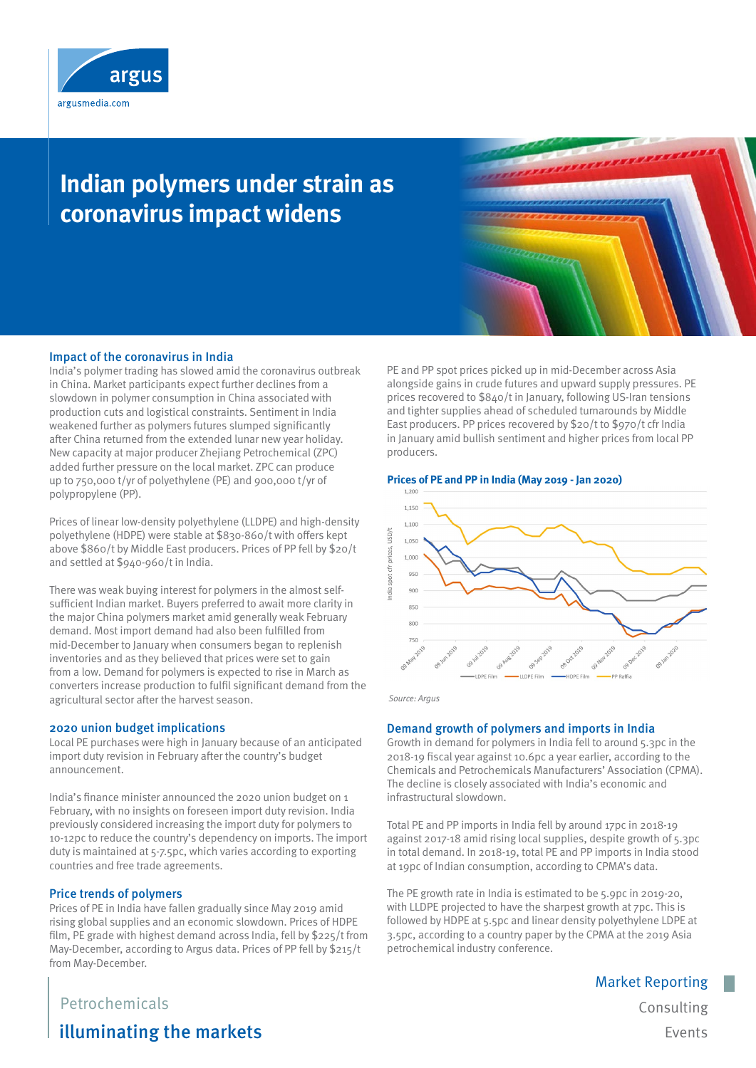# Indian polymers under strain as coronavirus impact widens

## Impact of the coronavirus in India

India's polymer trading has slowed amid the coronavirus outbreak in China. Market participants expect further declines from a slowdown in polymer consumption in China associated with production cuts and logistical constraints. Sentiment in India weakened further as polymers futures slumped significantly after China returned from the extended lunar new year holiday. New capacity at major producer Zhejiang Petrochemical (ZPC) added further pressure on the local market. ZPC can produce up to 750,000 t/yr of polyethylene (PE) and 900,000 t/yr of polypropylene (PP).

Prices of linear low-density polyethylene (LLDPE) and high-density polyethylene (HDPE) were stable at $830-860/t with offers kept above $860/t by Middle East producers. Prices of PP fell by $20/t and settled at $940-960/t in India.

There was weak buying interest for polymers in the almost self-sufficient Indian market. Buyers preferred to await more clarity in the major China polymers market amid generally weak February demand. Most import demand had also been fulfilled from mid-December to January when consumers began to replenish inventories and as they believed that prices were set to gain from a low. Demand for polymers is expected to rise in March as converters increase production to fulfil significant demand from the agricultural sector after the harvest season.

## 2020 union budget implications

Local PE purchases were high in January because of an anticipated import duty revision in February after the country's budget announcement.

India's finance minister announced the 2020 union budget on 1 February, with no insights on foreseen import duty revision. India previously considered increasing the import duty for polymers to 10-12pc to reduce the country's dependency on imports. The import duty is maintained at 5-7.5pc, which varies according to exporting countries and free trade agreements.

## Price trends of polymers

Prices of PE in India have fallen gradually since May 2019 amid rising global supplies and an economic slowdown. Prices of HDPE film, PE grade with highest demand across India, fell by $225/t from May-December, according to Argus data. Prices of PP fell by $215/t from May-December.

PE and PP spot prices picked up in mid-December across Asia alongside gains in crude futures and upward supply pressures. PE prices recovered to $840/t in January, following US-Iran tensions and tighter supplies ahead of scheduled turnarounds by Middle East producers. PP prices recovered by $20/t to $970/t cfr India in January amid bullish sentiment and higher prices from local PP producers.

**Prices of PE and PP in India (May 2019 - Jan 2020)**

Source: Argus

## Demand growth of polymers and imports in India

Growth in demand for polymers in India fell to around 5.3pc in the 2018-19 fiscal year against 10.6pc a year earlier, according to the Chemicals and Petrochemicals Manufacturers' Association (CPMA). The decline is closely associated with India's economic and infrastructural slowdown.

Total PE and PP imports in India fell by around 17pc in 2018-19 against 2017-18 amid rising local supplies, despite growth of 5.3pc in total demand. In 2018-19, total PE and PP imports in India stood at 19pc of Indian consumption, according to CPMA's data.

The PE growth rate in India is estimated to be 5.9pc in 2019-20, with LLDPE projected to have the sharpest growth at 7pc. This is followed by HDPE at 5.5pc and linear density polyethylene LDPE at 3.5pc, according to a country paper by the CPMA at the 2019 Asia petrochemical industry conference.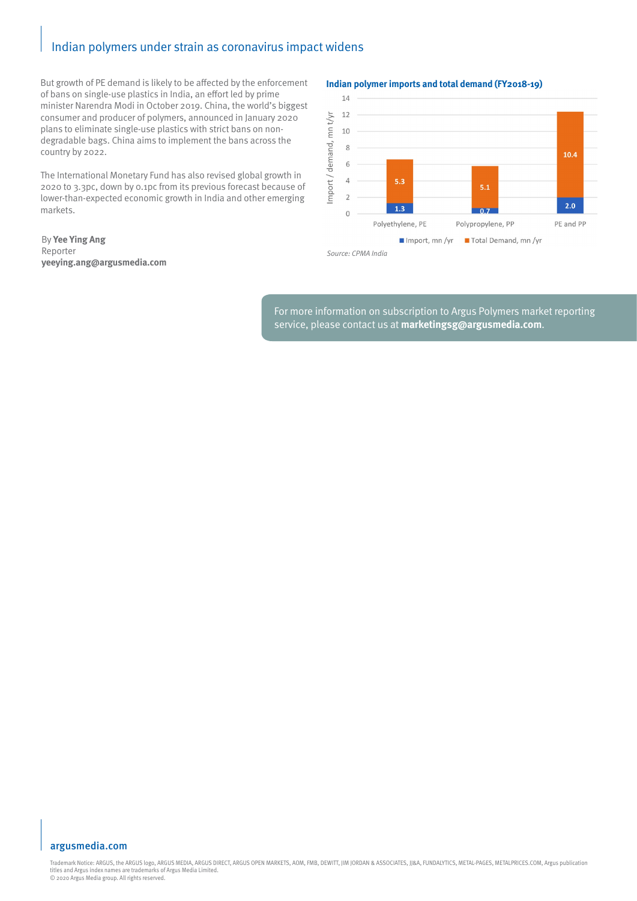But growth of PE demand is likely to be affected by the enforcement of bans on single-use plastics in India, an effort led by prime minister Narendra Modi in October 2019. China, the world's biggest consumer and producer of polymers, announced in January 2020 plans to eliminate single-use plastics with strict bans on non-degradable bags. China aims to implement the bans across the country by 2022.

The International Monetary Fund has also revised global growth in 2020 to 3.3pc, down by 0.1pc from its previous forecast because of lower-than-expected economic growth in India and other emerging markets.

By **Yee Ying Ang**
Reporter
**yeeying.ang@argusmedia.com**

**Indian polymer imports and total demand (FY2018-19)**

Import / demand, mn t/yr

14
12
10
8
6
4
2
0

Polyethylene, PE: 1.3, 5.3
Polypropylene, PP: 0.7, 5.1
PE and PP: 2.0, 10.4

Import, mn /yr
Total Demand, mn /yr

*Source: CPMA India*

For more information on subscription to Argus Polymers market reporting service, please contact us at **marketingsg@argusmedia.com**.